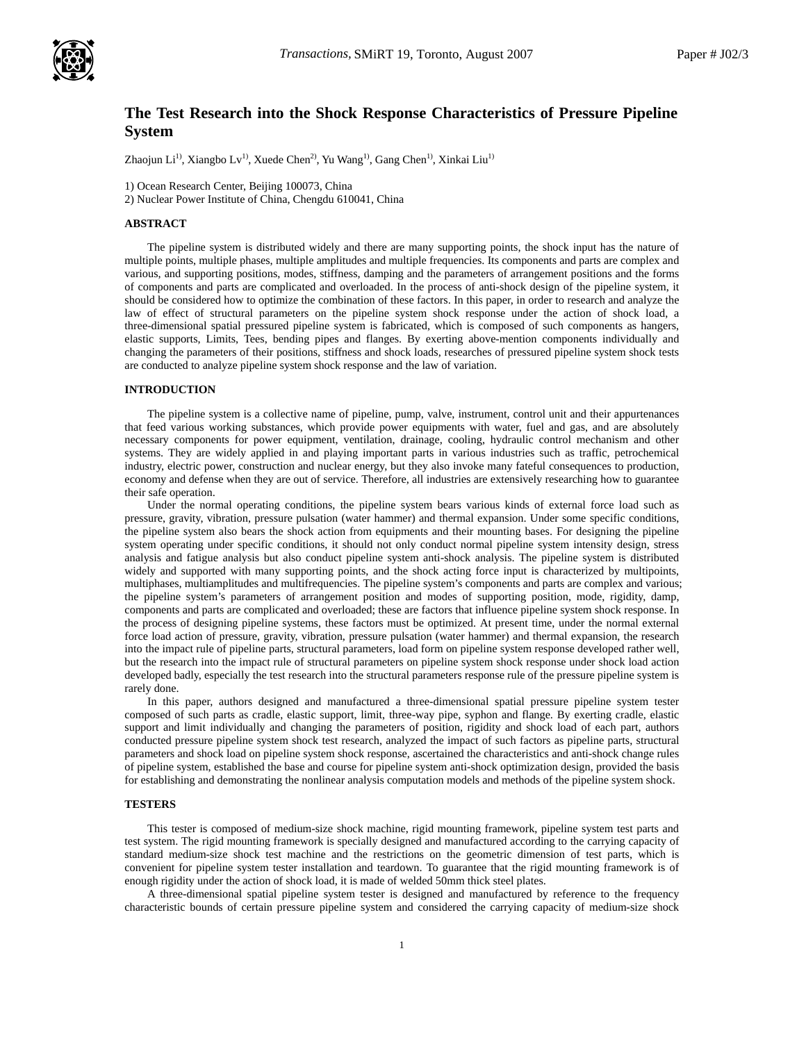# The Test Research into the Shock Response Characteristics of Pressure Pipeline System

Zhaojun Li[1], Xiangbo Lv[1], Xuede Chen[2], Yu Wang[1], Gang Chen[1], Xinkai Liu[1]

1) Ocean Research Center, Beijing 100073, China
2) Nuclear Power Institute of China, Chengdu 610041, China

## ABSTRACT

The pipeline system is distributed widely and there are many supporting points, the shock input has the nature of multiple points, multiple phases, multiple amplitudes and multiple frequencies. Its components and parts are complex and various, and supporting positions, modes, stiffness, damping and the parameters of arrangement positions and the forms of components and parts are complicated and overloaded. In the process of anti-shock design of the pipeline system, it should be considered how to optimize the combination of these factors. In this paper, in order to research and analyze the law of effect of structural parameters on the pipeline system shock response under the action of shock load, a three-dimensional spatial pressured pipeline system is fabricated, which is composed of such components as hangers, elastic supports, Limits, Tees, bending pipes and flanges. By exerting above-mention components individually and changing the parameters of their positions, stiffness and shock loads, researches of pressured pipeline system shock tests are conducted to analyze pipeline system shock response and the law of variation.

## INTRODUCTION

The pipeline system is a collective name of pipeline, pump, valve, instrument, control unit and their appurtenances that feed various working substances, which provide power equipments with water, fuel and gas, and are absolutely necessary components for power equipment, ventilation, drainage, cooling, hydraulic control mechanism and other systems. They are widely applied in and playing important parts in various industries such as traffic, petrochemical industry, electric power, construction and nuclear energy, but they also invoke many fateful consequences to production, economy and defense when they are out of service. Therefore, all industries are extensively researching how to guarantee their safe operation.

Under the normal operating conditions, the pipeline system bears various kinds of external force load such as pressure, gravity, vibration, pressure pulsation (water hammer) and thermal expansion. Under some specific conditions, the pipeline system also bears the shock action from equipments and their mounting bases. For designing the pipeline system operating under specific conditions, it should not only conduct normal pipeline system intensity design, stress analysis and fatigue analysis but also conduct pipeline system anti-shock analysis. The pipeline system is distributed widely and supported with many supporting points, and the shock acting force input is characterized by multipoints, multiphases, multiamplitudes and multifrequencies. The pipeline system's components and parts are complex and various; the pipeline system's parameters of arrangement position and modes of supporting position, mode, rigidity, damp, components and parts are complicated and overloaded; these are factors that influence pipeline system shock response. In the process of designing pipeline systems, these factors must be optimized. At present time, under the normal external force load action of pressure, gravity, vibration, pressure pulsation (water hammer) and thermal expansion, the research into the impact rule of pipeline parts, structural parameters, load form on pipeline system response developed rather well, but the research into the impact rule of structural parameters on pipeline system shock response under shock load action developed badly, especially the test research into the structural parameters response rule of the pressure pipeline system is rarely done.

In this paper, authors designed and manufactured a three-dimensional spatial pressure pipeline system tester composed of such parts as cradle, elastic support, limit, three-way pipe, syphon and flange. By exerting cradle, elastic support and limit individually and changing the parameters of position, rigidity and shock load of each part, authors conducted pressure pipeline system shock test research, analyzed the impact of such factors as pipeline parts, structural parameters and shock load on pipeline system shock response, ascertained the characteristics and anti-shock change rules of pipeline system, established the base and course for pipeline system anti-shock optimization design, provided the basis for establishing and demonstrating the nonlinear analysis computation models and methods of the pipeline system shock.

## TESTERS

This tester is composed of medium-size shock machine, rigid mounting framework, pipeline system test parts and test system. The rigid mounting framework is specially designed and manufactured according to the carrying capacity of standard medium-size shock test machine and the restrictions on the geometric dimension of test parts, which is convenient for pipeline system tester installation and teardown. To guarantee that the rigid mounting framework is of enough rigidity under the action of shock load, it is made of welded 50mm thick steel plates.

A three-dimensional spatial pipeline system tester is designed and manufactured by reference to the frequency characteristic bounds of certain pressure pipeline system and considered the carrying capacity of medium-size shock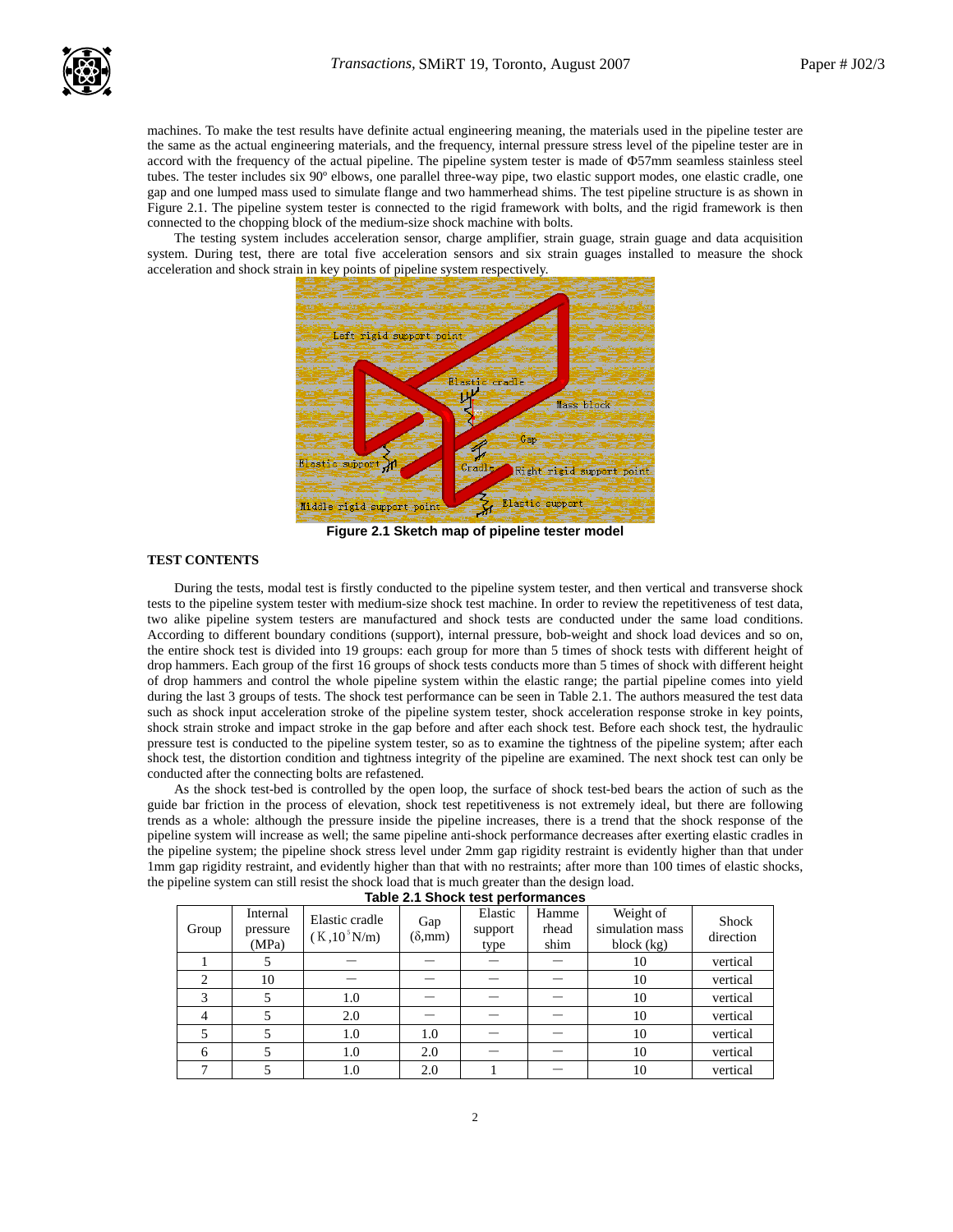machines. To make the test results have definite actual engineering meaning, the materials used in the pipeline tester are the same as the actual engineering materials, and the frequency, internal pressure stress level of the pipeline tester are in accord with the frequency of the actual pipeline. The pipeline system tester is made of Φ57mm seamless stainless steel tubes. The tester includes six 90º elbows, one parallel three-way pipe, two elastic support modes, one elastic cradle, one gap and one lumped mass used to simulate flange and two hammerhead shims. The test pipeline structure is as shown in Figure 2.1. The pipeline system tester is connected to the rigid framework with bolts, and the rigid framework is then connected to the chopping block of the medium-size shock machine with bolts.

The testing system includes acceleration sensor, charge amplifier, strain guage, strain guage and data acquisition system. During test, there are total five acceleration sensors and six strain guages installed to measure the shock acceleration and shock strain in key points of pipeline system respectively.

**Figure 2.1 Sketch map of pipeline tester model**

## TEST CONTENTS

During the tests, modal test is firstly conducted to the pipeline system tester, and then vertical and transverse shock tests to the pipeline system tester with medium-size shock test machine. In order to review the repetitiveness of test data, two alike pipeline system testers are manufactured and shock tests are conducted under the same load conditions. According to different boundary conditions (support), internal pressure, bob-weight and shock load devices and so on, the entire shock test is divided into 19 groups: each group for more than 5 times of shock tests with different height of drop hammers. Each group of the first 16 groups of shock tests conducts more than 5 times of shock with different height of drop hammers and control the whole pipeline system within the elastic range; the partial pipeline comes into yield during the last 3 groups of tests. The shock test performance can be seen in Table 2.1. The authors measured the test data such as shock input acceleration stroke of the pipeline system tester, shock acceleration response stroke in key points, shock strain stroke and impact stroke in the gap before and after each shock test. Before each shock test, the hydraulic pressure test is conducted to the pipeline system tester, so as to examine the tightness of the pipeline system; after each shock test, the distortion condition and tightness integrity of the pipeline are examined. The next shock test can only be conducted after the connecting bolts are refastened.

As the shock test-bed is controlled by the open loop, the surface of shock test-bed bears the action of such as the guide bar friction in the process of elevation, shock test repetitiveness is not extremely ideal, but there are following trends as a whole: although the pressure inside the pipeline increases, there is a trend that the shock response of the pipeline system will increase as well; the same pipeline anti-shock performance decreases after exerting elastic cradles in the pipeline system; the pipeline shock stress level under 2mm gap rigidity restraint is evidently higher than that under 1mm gap rigidity restraint, and evidently higher than that with no restraints; after more than 100 times of elastic shocks, the pipeline system can still resist the shock load that is much greater than the design load.

**Table 2.1 Shock test performances**

| Group | Internal pressure (MPa) | Elastic cradle ( $K$ ,$10^5$N/m) | Gap (δ,mm) | Elastic support type | Hammerhead shim | Weight of simulation mass block (kg) | Shock direction |
|---|---|---|---|---|---|---|---|
| 1 | 5 | — | — | — | — | 10 | vertical |
| 2 | 10 | — | — | — | — | 10 | vertical |
| 3 | 5 | 1.0 | — | — | — | 10 | vertical |
| 4 | 5 | 2.0 | — | — | — | 10 | vertical |
| 5 | 5 | 1.0 | 1.0 | — | — | 10 | vertical |
| 6 | 5 | 1.0 | 2.0 | — | — | 10 | vertical |
| 7 | 5 | 1.0 | 2.0 | 1 | — | 10 | vertical |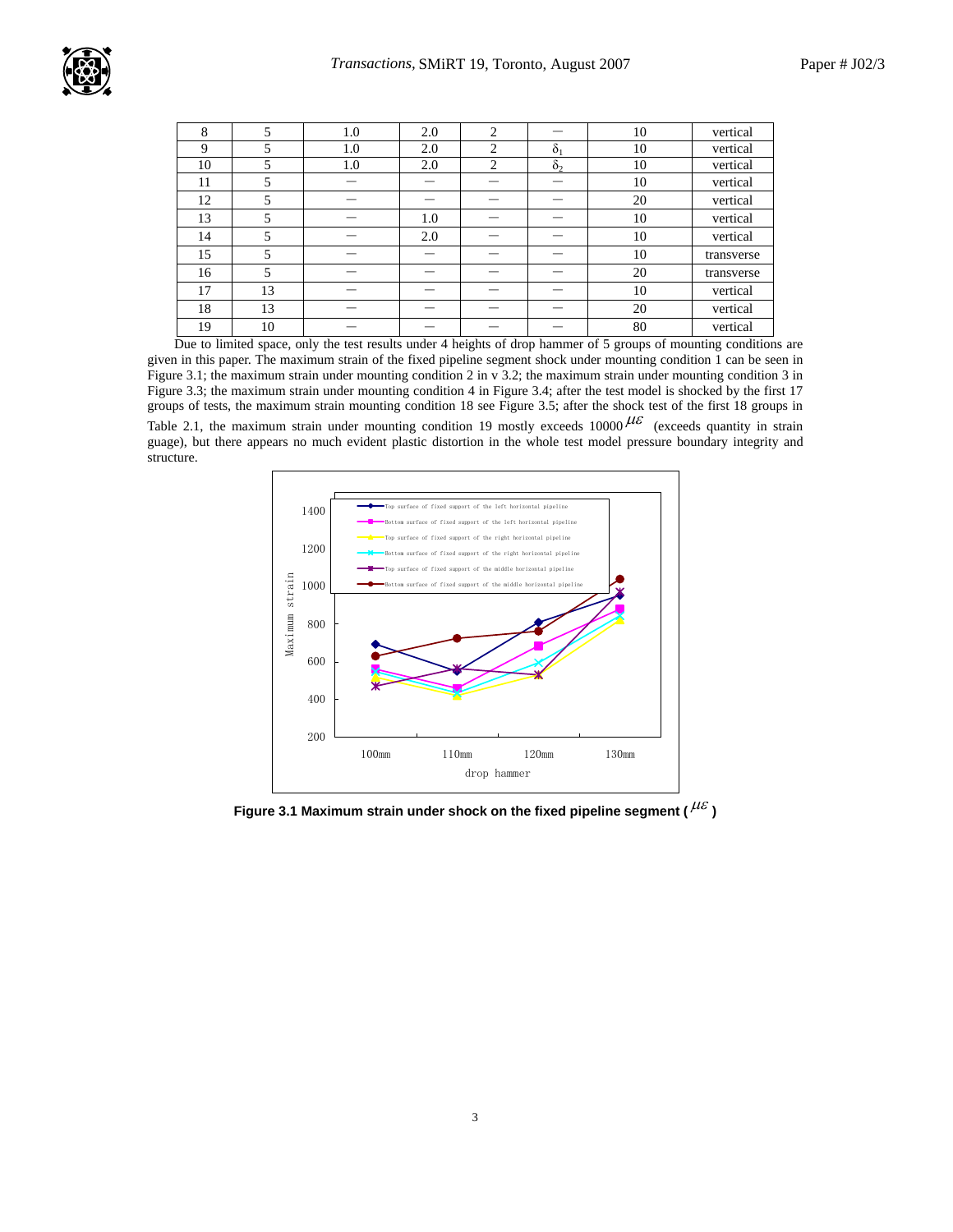| 8 | 5 | 1.0 | 2.0 | 2 | — | 10 | vertical |
|---|---|---|---|---|---|---|---|
| 9 | 5 | 1.0 | 2.0 | 2 | $\delta_1$ | 10 | vertical |
| 10 | 5 | 1.0 | 2.0 | 2 | $\delta_2$ | 10 | vertical |
| 11 | 5 | — | — | — | — | 10 | vertical |
| 12 | 5 | — | — | — | — | 20 | vertical |
| 13 | 5 | — | 1.0 | — | — | 10 | vertical |
| 14 | 5 | — | 2.0 | — | — | 10 | vertical |
| 15 | 5 | — | — | — | — | 10 | transverse |
| 16 | 5 | — | — | — | — | 20 | transverse |
| 17 | 13 | — | — | — | — | 10 | vertical |
| 18 | 13 | — | — | — | — | 20 | vertical |
| 19 | 10 | — | — | — | — | 80 | vertical |

Due to limited space, only the test results under 4 heights of drop hammer of 5 groups of mounting conditions are given in this paper. The maximum strain of the fixed pipeline segment shock under mounting condition 1 can be seen in Figure 3.1; the maximum strain under mounting condition 2 in v 3.2; the maximum strain under mounting condition 3 in Figure 3.3; the maximum strain under mounting condition 4 in Figure 3.4; after the test model is shocked by the first 17 groups of tests, the maximum strain mounting condition 18 see Figure 3.5; after the shock test of the first 18 groups in Table 2.1, the maximum strain under mounting condition 19 mostly exceeds 10000 $\mu\varepsilon$ (exceeds quantity in strain guage), but there appears no much evident plastic distortion in the whole test model pressure boundary integrity and structure.

**Figure 3.1 Maximum strain under shock on the fixed pipeline segment ($\mu\varepsilon$)**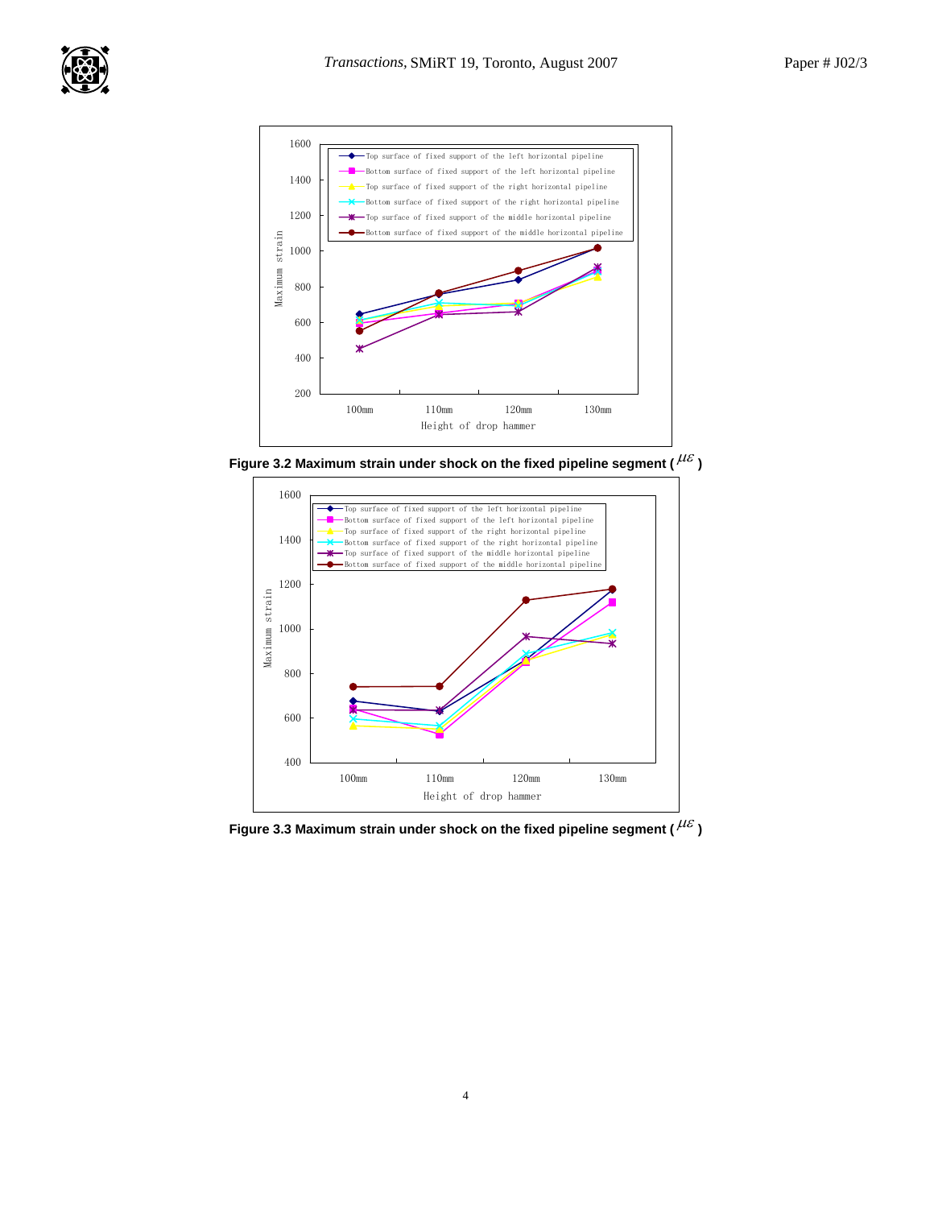Figure 3.2 Maximum strain under shock on the fixed pipeline segment ( $\mu\varepsilon$ )

Figure 3.3 Maximum strain under shock on the fixed pipeline segment ( $\mu\varepsilon$ )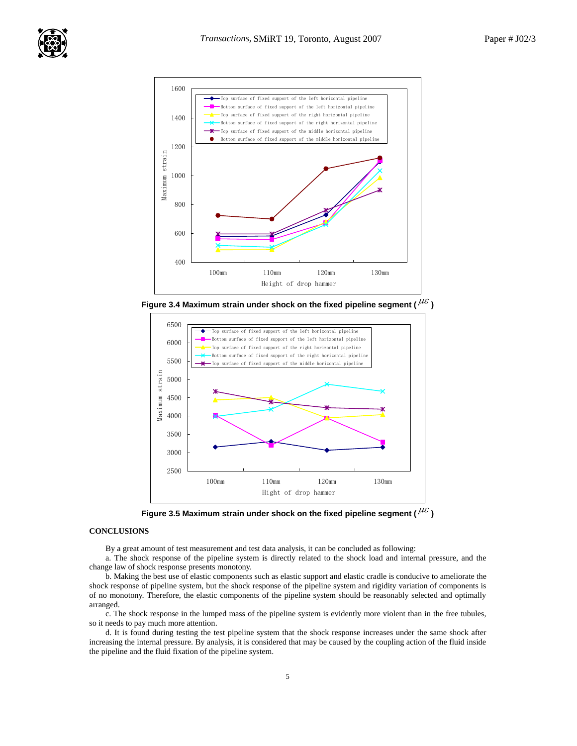Figure 3.4 Maximum strain under shock on the fixed pipeline segment ( $\mu\varepsilon$ )

Figure 3.5 Maximum strain under shock on the fixed pipeline segment ( $\mu\varepsilon$ )

## CONCLUSIONS

By a great amount of test measurement and test data analysis, it can be concluded as following:

a. The shock response of the pipeline system is directly related to the shock load and internal pressure, and the change law of shock response presents monotony.

b. Making the best use of elastic components such as elastic support and elastic cradle is conducive to ameliorate the shock response of pipeline system, but the shock response of the pipeline system and rigidity variation of components is of no monotony. Therefore, the elastic components of the pipeline system should be reasonably selected and optimally arranged.

c. The shock response in the lumped mass of the pipeline system is evidently more violent than in the free tubules, so it needs to pay much more attention.

d. It is found during testing the test pipeline system that the shock response increases under the same shock after increasing the internal pressure. By analysis, it is considered that may be caused by the coupling action of the fluid inside the pipeline and the fluid fixation of the pipeline system.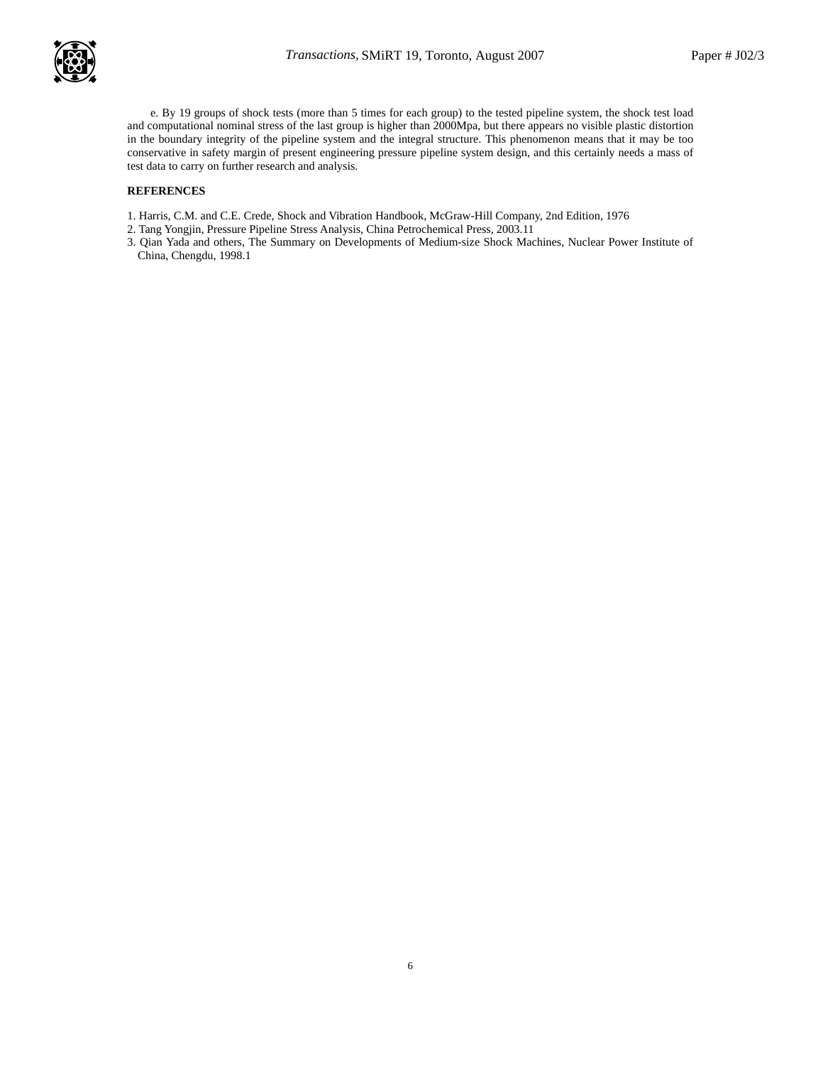e. By 19 groups of shock tests (more than 5 times for each group) to the tested pipeline system, the shock test load and computational nominal stress of the last group is higher than 2000Mpa, but there appears no visible plastic distortion in the boundary integrity of the pipeline system and the integral structure. This phenomenon means that it may be too conservative in safety margin of present engineering pressure pipeline system design, and this certainly needs a mass of test data to carry on further research and analysis.

**REFERENCES**

1. Harris, C.M. and C.E. Crede, Shock and Vibration Handbook, McGraw-Hill Company, 2nd Edition, 1976
2. Tang Yongjin, Pressure Pipeline Stress Analysis, China Petrochemical Press, 2003.11
3. Qian Yada and others, The Summary on Developments of Medium-size Shock Machines, Nuclear Power Institute of China, Chengdu, 1998.1